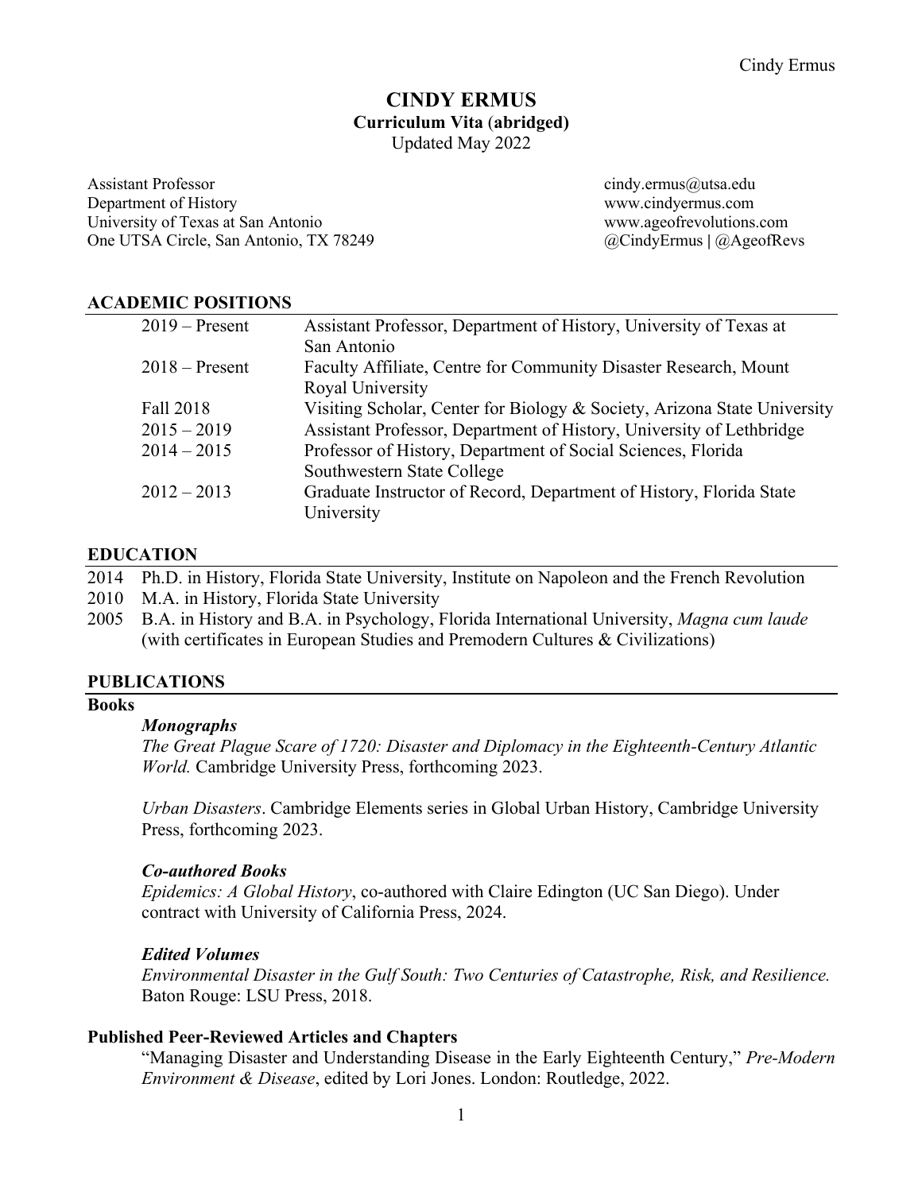# CINDY ERMUS

**Curriculum Vita (abridged)**
Updated May 2022

Assistant Professor
Department of History
University of Texas at San Antonio
One UTSA Circle, San Antonio, TX 78249

cindy.ermus@utsa.edu
www.cindyermus.com
www.ageofrevolutions.com
@CindyErmus | @AgeofRevs

## ACADEMIC POSITIONS

| | |
|---|---|
| 2019 – Present | Assistant Professor, Department of History, University of Texas at San Antonio |
| 2018 – Present | Faculty Affiliate, Centre for Community Disaster Research, Mount Royal University |
| Fall 2018 | Visiting Scholar, Center for Biology & Society, Arizona State University |
| 2015 – 2019 | Assistant Professor, Department of History, University of Lethbridge |
| 2014 – 2015 | Professor of History, Department of Social Sciences, Florida Southwestern State College |
| 2012 – 2013 | Graduate Instructor of Record, Department of History, Florida State University |

## EDUCATION

2014 Ph.D. in History, Florida State University, Institute on Napoleon and the French Revolution

2010 M.A. in History, Florida State University

2005 B.A. in History and B.A. in Psychology, Florida International University, *Magna cum laude* (with certificates in European Studies and Premodern Cultures & Civilizations)

## PUBLICATIONS

### Books

***Monographs***

*The Great Plague Scare of 1720: Disaster and Diplomacy in the Eighteenth-Century Atlantic World.* Cambridge University Press, forthcoming 2023.

*Urban Disasters*. Cambridge Elements series in Global Urban History, Cambridge University Press, forthcoming 2023.

***Co-authored Books***

*Epidemics: A Global History*, co-authored with Claire Edington (UC San Diego). Under contract with University of California Press, 2024.

***Edited Volumes***

*Environmental Disaster in the Gulf South: Two Centuries of Catastrophe, Risk, and Resilience.* Baton Rouge: LSU Press, 2018.

### Published Peer-Reviewed Articles and Chapters

"Managing Disaster and Understanding Disease in the Early Eighteenth Century," *Pre-Modern Environment & Disease*, edited by Lori Jones. London: Routledge, 2022.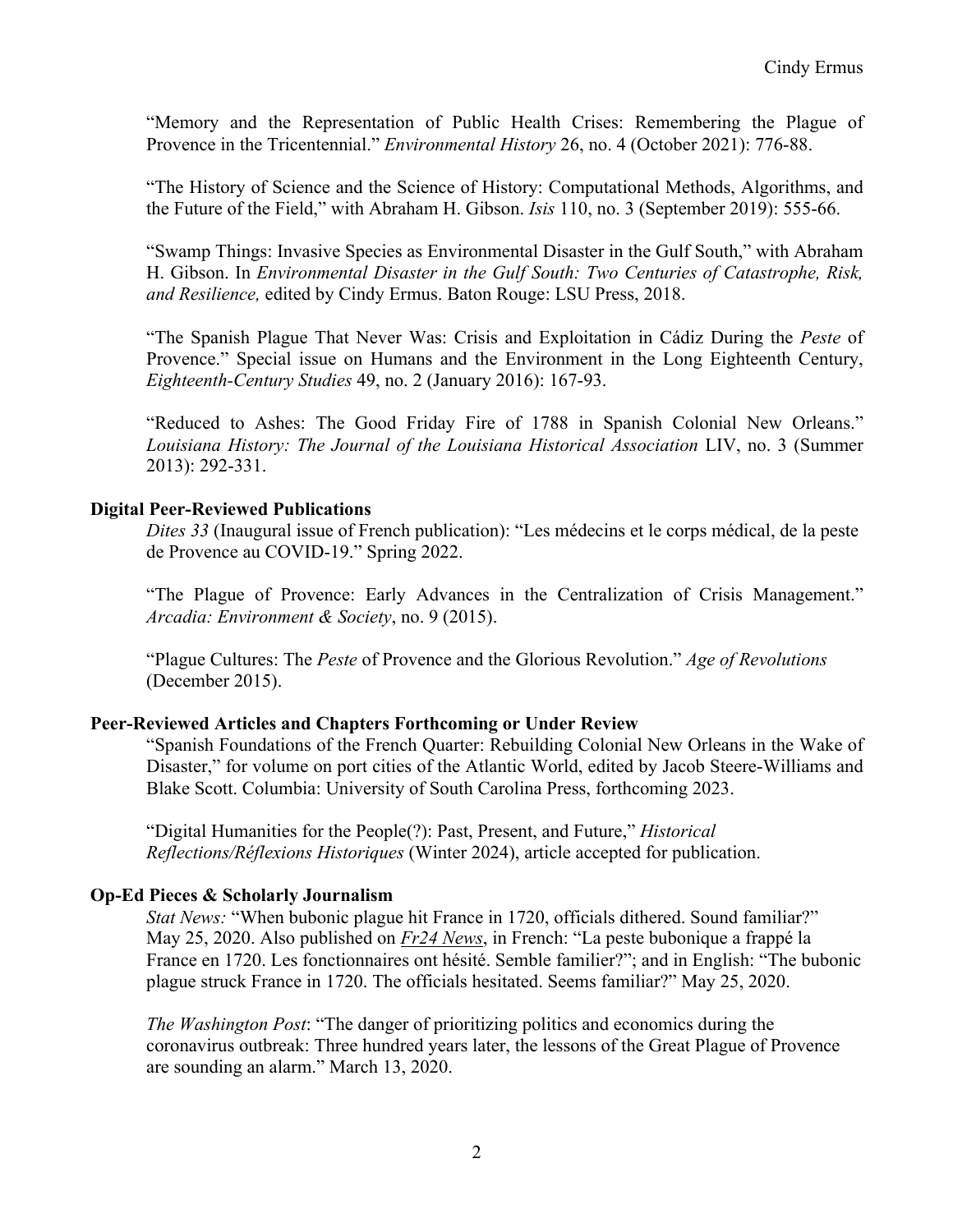"Memory and the Representation of Public Health Crises: Remembering the Plague of Provence in the Tricentennial." *Environmental History* 26, no. 4 (October 2021): 776-88.

"The History of Science and the Science of History: Computational Methods, Algorithms, and the Future of the Field," with Abraham H. Gibson. *Isis* 110, no. 3 (September 2019): 555-66.

"Swamp Things: Invasive Species as Environmental Disaster in the Gulf South," with Abraham H. Gibson. In *Environmental Disaster in the Gulf South: Two Centuries of Catastrophe, Risk, and Resilience,* edited by Cindy Ermus. Baton Rouge: LSU Press, 2018.

"The Spanish Plague That Never Was: Crisis and Exploitation in Cádiz During the *Peste* of Provence." Special issue on Humans and the Environment in the Long Eighteenth Century, *Eighteenth-Century Studies* 49, no. 2 (January 2016): 167-93.

"Reduced to Ashes: The Good Friday Fire of 1788 in Spanish Colonial New Orleans." *Louisiana History: The Journal of the Louisiana Historical Association* LIV, no. 3 (Summer 2013): 292-331.

### Digital Peer-Reviewed Publications

*Dites 33* (Inaugural issue of French publication): "Les médecins et le corps médical, de la peste de Provence au COVID-19." Spring 2022.

"The Plague of Provence: Early Advances in the Centralization of Crisis Management." *Arcadia: Environment & Society*, no. 9 (2015).

"Plague Cultures: The *Peste* of Provence and the Glorious Revolution." *Age of Revolutions* (December 2015).

### Peer-Reviewed Articles and Chapters Forthcoming or Under Review

"Spanish Foundations of the French Quarter: Rebuilding Colonial New Orleans in the Wake of Disaster," for volume on port cities of the Atlantic World, edited by Jacob Steere-Williams and Blake Scott. Columbia: University of South Carolina Press, forthcoming 2023.

"Digital Humanities for the People(?): Past, Present, and Future," *Historical Reflections/Réflexions Historiques* (Winter 2024), article accepted for publication.

### Op-Ed Pieces & Scholarly Journalism

*Stat News:* "When bubonic plague hit France in 1720, officials dithered. Sound familiar?" May 25, 2020. Also published on *Fr24 News*, in French: "La peste bubonique a frappé la France en 1720. Les fonctionnaires ont hésité. Semble familier?"; and in English: "The bubonic plague struck France in 1720. The officials hesitated. Seems familiar?" May 25, 2020.

*The Washington Post*: "The danger of prioritizing politics and economics during the coronavirus outbreak: Three hundred years later, the lessons of the Great Plague of Provence are sounding an alarm." March 13, 2020.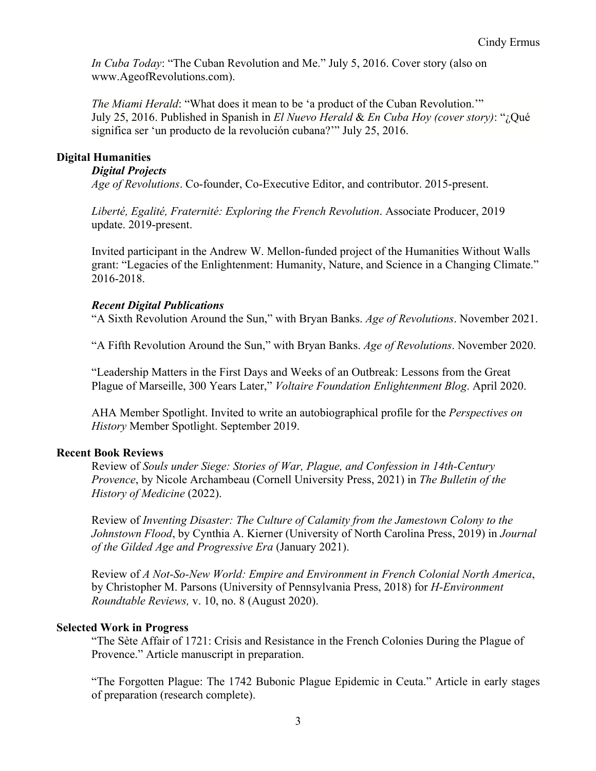*In Cuba Today*: "The Cuban Revolution and Me." July 5, 2016. Cover story (also on www.AgeofRevolutions.com).

*The Miami Herald*: "What does it mean to be 'a product of the Cuban Revolution.'" July 25, 2016. Published in Spanish in *El Nuevo Herald* & *En Cuba Hoy (cover story)*: "¿Qué significa ser 'un producto de la revolución cubana?'" July 25, 2016.

## Digital Humanities

### *Digital Projects*

*Age of Revolutions*. Co-founder, Co-Executive Editor, and contributor. 2015-present.

*Liberté, Egalité, Fraternité: Exploring the French Revolution*. Associate Producer, 2019 update. 2019-present.

Invited participant in the Andrew W. Mellon-funded project of the Humanities Without Walls grant: "Legacies of the Enlightenment: Humanity, Nature, and Science in a Changing Climate." 2016-2018.

### *Recent Digital Publications*

"A Sixth Revolution Around the Sun," with Bryan Banks. *Age of Revolutions*. November 2021.

"A Fifth Revolution Around the Sun," with Bryan Banks. *Age of Revolutions*. November 2020.

"Leadership Matters in the First Days and Weeks of an Outbreak: Lessons from the Great Plague of Marseille, 300 Years Later," *Voltaire Foundation Enlightenment Blog*. April 2020.

AHA Member Spotlight. Invited to write an autobiographical profile for the *Perspectives on History* Member Spotlight. September 2019.

## Recent Book Reviews

Review of *Souls under Siege: Stories of War, Plague, and Confession in 14th-Century Provence*, by Nicole Archambeau (Cornell University Press, 2021) in *The Bulletin of the History of Medicine* (2022).

Review of *Inventing Disaster: The Culture of Calamity from the Jamestown Colony to the Johnstown Flood*, by Cynthia A. Kierner (University of North Carolina Press, 2019) in *Journal of the Gilded Age and Progressive Era* (January 2021).

Review of *A Not-So-New World: Empire and Environment in French Colonial North America*, by Christopher M. Parsons (University of Pennsylvania Press, 2018) for *H-Environment Roundtable Reviews,* v. 10, no. 8 (August 2020).

## Selected Work in Progress

"The Sète Affair of 1721: Crisis and Resistance in the French Colonies During the Plague of Provence." Article manuscript in preparation.

"The Forgotten Plague: The 1742 Bubonic Plague Epidemic in Ceuta." Article in early stages of preparation (research complete).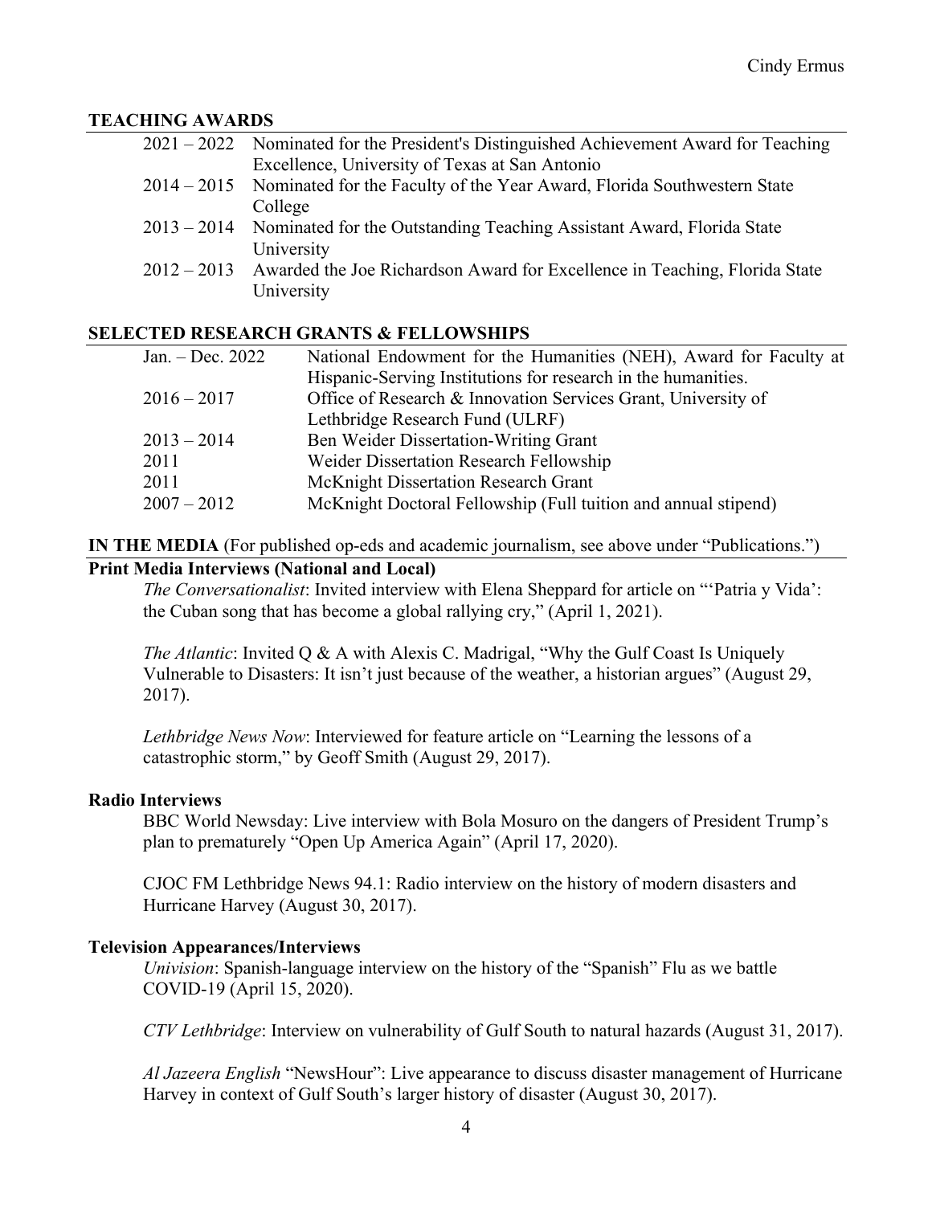## TEACHING AWARDS

| | |
|---|---|
| 2021 – 2022 | Nominated for the President's Distinguished Achievement Award for Teaching Excellence, University of Texas at San Antonio |
| 2014 – 2015 | Nominated for the Faculty of the Year Award, Florida Southwestern State College |
| 2013 – 2014 | Nominated for the Outstanding Teaching Assistant Award, Florida State University |
| 2012 – 2013 | Awarded the Joe Richardson Award for Excellence in Teaching, Florida State University |

## SELECTED RESEARCH GRANTS & FELLOWSHIPS

| | |
|---|---|
| Jan. – Dec. 2022 | National Endowment for the Humanities (NEH), Award for Faculty at Hispanic-Serving Institutions for research in the humanities. |
| 2016 – 2017 | Office of Research & Innovation Services Grant, University of Lethbridge Research Fund (ULRF) |
| 2013 – 2014 | Ben Weider Dissertation-Writing Grant |
| 2011 | Weider Dissertation Research Fellowship |
| 2011 | McKnight Dissertation Research Grant |
| 2007 – 2012 | McKnight Doctoral Fellowship (Full tuition and annual stipend) |

## IN THE MEDIA (For published op-eds and academic journalism, see above under "Publications.")

### Print Media Interviews (National and Local)

*The Conversationalist*: Invited interview with Elena Sheppard for article on "'Patria y Vida': the Cuban song that has become a global rallying cry," (April 1, 2021).

*The Atlantic*: Invited Q & A with Alexis C. Madrigal, "Why the Gulf Coast Is Uniquely Vulnerable to Disasters: It isn't just because of the weather, a historian argues" (August 29, 2017).

*Lethbridge News Now*: Interviewed for feature article on "Learning the lessons of a catastrophic storm," by Geoff Smith (August 29, 2017).

### Radio Interviews

BBC World Newsday: Live interview with Bola Mosuro on the dangers of President Trump's plan to prematurely "Open Up America Again" (April 17, 2020).

CJOC FM Lethbridge News 94.1: Radio interview on the history of modern disasters and Hurricane Harvey (August 30, 2017).

### Television Appearances/Interviews

*Univision*: Spanish-language interview on the history of the "Spanish" Flu as we battle COVID-19 (April 15, 2020).

*CTV Lethbridge*: Interview on vulnerability of Gulf South to natural hazards (August 31, 2017).

*Al Jazeera English* "NewsHour": Live appearance to discuss disaster management of Hurricane Harvey in context of Gulf South's larger history of disaster (August 30, 2017).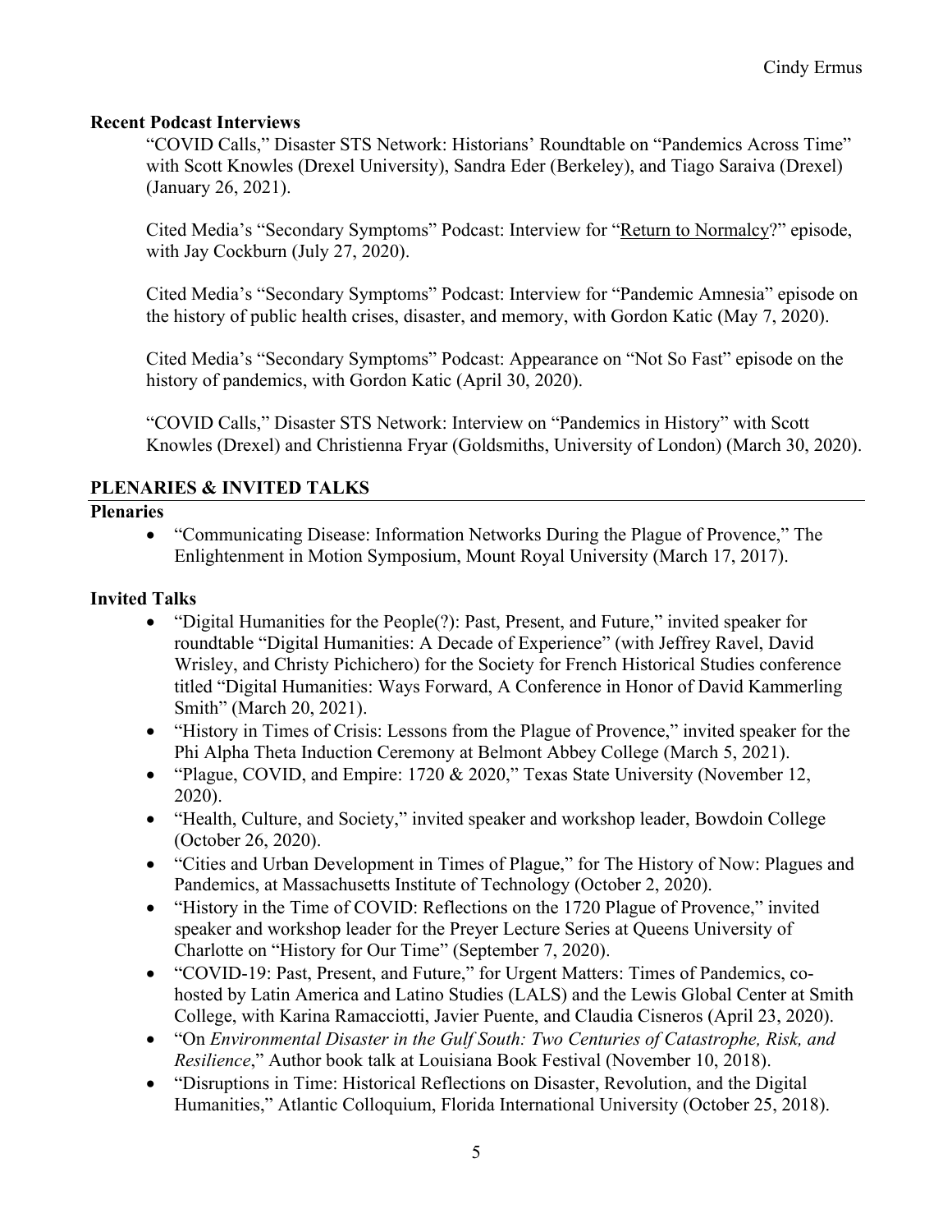### Recent Podcast Interviews

"COVID Calls," Disaster STS Network: Historians' Roundtable on "Pandemics Across Time" with Scott Knowles (Drexel University), Sandra Eder (Berkeley), and Tiago Saraiva (Drexel) (January 26, 2021).

Cited Media's "Secondary Symptoms" Podcast: Interview for "Return to Normalcy?" episode, with Jay Cockburn (July 27, 2020).

Cited Media's "Secondary Symptoms" Podcast: Interview for "Pandemic Amnesia" episode on the history of public health crises, disaster, and memory, with Gordon Katic (May 7, 2020).

Cited Media's "Secondary Symptoms" Podcast: Appearance on "Not So Fast" episode on the history of pandemics, with Gordon Katic (April 30, 2020).

"COVID Calls," Disaster STS Network: Interview on "Pandemics in History" with Scott Knowles (Drexel) and Christienna Fryar (Goldsmiths, University of London) (March 30, 2020).

## PLENARIES & INVITED TALKS

### Plenaries

- "Communicating Disease: Information Networks During the Plague of Provence," The Enlightenment in Motion Symposium, Mount Royal University (March 17, 2017).

### Invited Talks

- "Digital Humanities for the People(?): Past, Present, and Future," invited speaker for roundtable "Digital Humanities: A Decade of Experience" (with Jeffrey Ravel, David Wrisley, and Christy Pichichero) for the Society for French Historical Studies conference titled "Digital Humanities: Ways Forward, A Conference in Honor of David Kammerling Smith" (March 20, 2021).
- "History in Times of Crisis: Lessons from the Plague of Provence," invited speaker for the Phi Alpha Theta Induction Ceremony at Belmont Abbey College (March 5, 2021).
- "Plague, COVID, and Empire: 1720 & 2020," Texas State University (November 12, 2020).
- "Health, Culture, and Society," invited speaker and workshop leader, Bowdoin College (October 26, 2020).
- "Cities and Urban Development in Times of Plague," for The History of Now: Plagues and Pandemics, at Massachusetts Institute of Technology (October 2, 2020).
- "History in the Time of COVID: Reflections on the 1720 Plague of Provence," invited speaker and workshop leader for the Preyer Lecture Series at Queens University of Charlotte on "History for Our Time" (September 7, 2020).
- "COVID-19: Past, Present, and Future," for Urgent Matters: Times of Pandemics, co-hosted by Latin America and Latino Studies (LALS) and the Lewis Global Center at Smith College, with Karina Ramacciotti, Javier Puente, and Claudia Cisneros (April 23, 2020).
- "On *Environmental Disaster in the Gulf South: Two Centuries of Catastrophe, Risk, and Resilience*," Author book talk at Louisiana Book Festival (November 10, 2018).
- "Disruptions in Time: Historical Reflections on Disaster, Revolution, and the Digital Humanities," Atlantic Colloquium, Florida International University (October 25, 2018).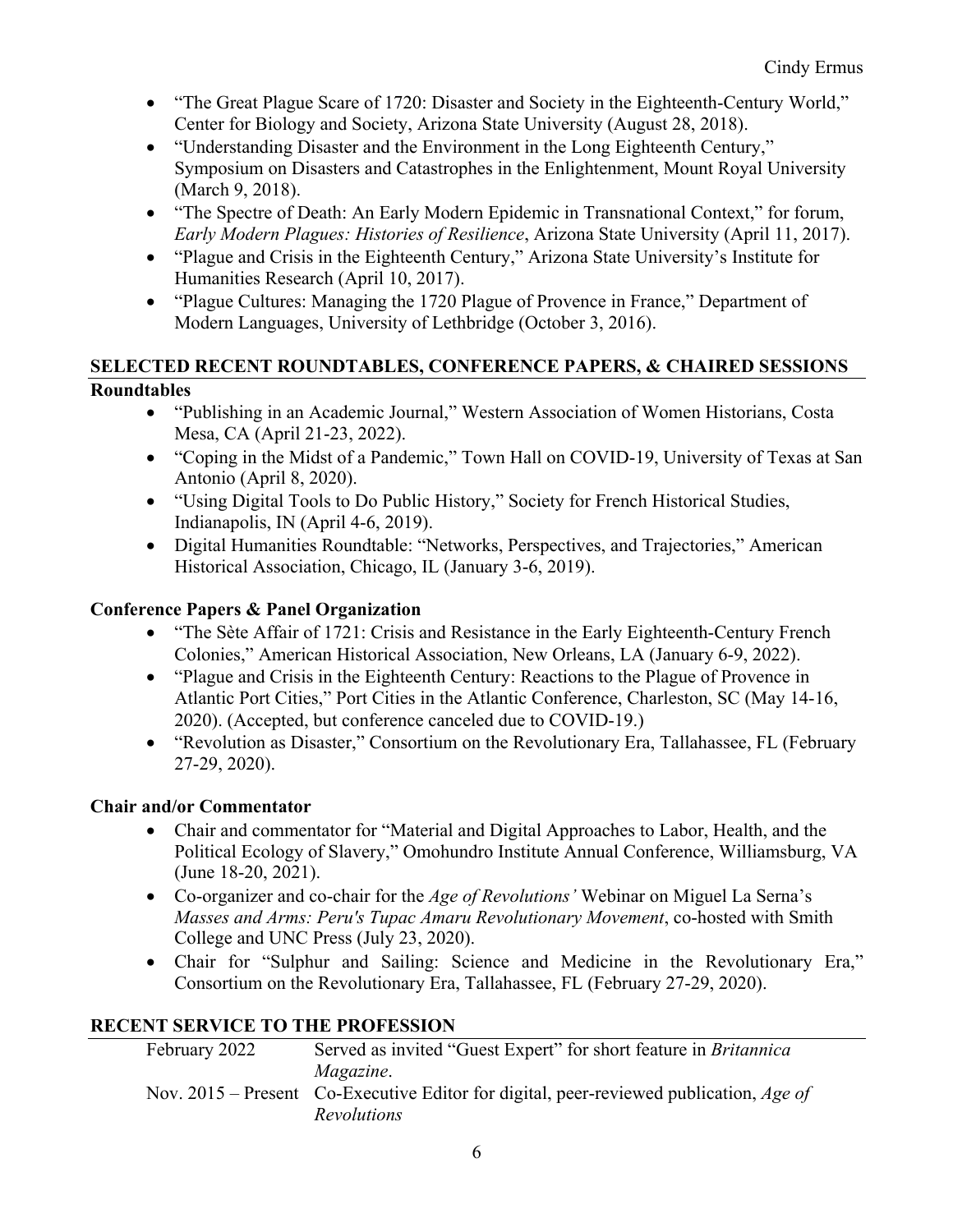- "The Great Plague Scare of 1720: Disaster and Society in the Eighteenth-Century World," Center for Biology and Society, Arizona State University (August 28, 2018).
- "Understanding Disaster and the Environment in the Long Eighteenth Century," Symposium on Disasters and Catastrophes in the Enlightenment, Mount Royal University (March 9, 2018).
- "The Spectre of Death: An Early Modern Epidemic in Transnational Context," for forum, *Early Modern Plagues: Histories of Resilience*, Arizona State University (April 11, 2017).
- "Plague and Crisis in the Eighteenth Century," Arizona State University's Institute for Humanities Research (April 10, 2017).
- "Plague Cultures: Managing the 1720 Plague of Provence in France," Department of Modern Languages, University of Lethbridge (October 3, 2016).

## SELECTED RECENT ROUNDTABLES, CONFERENCE PAPERS, & CHAIRED SESSIONS

### Roundtables

- "Publishing in an Academic Journal," Western Association of Women Historians, Costa Mesa, CA (April 21-23, 2022).
- "Coping in the Midst of a Pandemic," Town Hall on COVID-19, University of Texas at San Antonio (April 8, 2020).
- "Using Digital Tools to Do Public History," Society for French Historical Studies, Indianapolis, IN (April 4-6, 2019).
- Digital Humanities Roundtable: "Networks, Perspectives, and Trajectories," American Historical Association, Chicago, IL (January 3-6, 2019).

### Conference Papers & Panel Organization

- "The Sète Affair of 1721: Crisis and Resistance in the Early Eighteenth-Century French Colonies," American Historical Association, New Orleans, LA (January 6-9, 2022).
- "Plague and Crisis in the Eighteenth Century: Reactions to the Plague of Provence in Atlantic Port Cities," Port Cities in the Atlantic Conference, Charleston, SC (May 14-16, 2020). (Accepted, but conference canceled due to COVID-19.)
- "Revolution as Disaster," Consortium on the Revolutionary Era, Tallahassee, FL (February 27-29, 2020).

### Chair and/or Commentator

- Chair and commentator for "Material and Digital Approaches to Labor, Health, and the Political Ecology of Slavery," Omohundro Institute Annual Conference, Williamsburg, VA (June 18-20, 2021).
- Co-organizer and co-chair for the *Age of Revolutions'* Webinar on Miguel La Serna's *Masses and Arms: Peru's Tupac Amaru Revolutionary Movement*, co-hosted with Smith College and UNC Press (July 23, 2020).
- Chair for "Sulphur and Sailing: Science and Medicine in the Revolutionary Era," Consortium on the Revolutionary Era, Tallahassee, FL (February 27-29, 2020).

## RECENT SERVICE TO THE PROFESSION

| | |
|---|---|
| February 2022 | Served as invited "Guest Expert" for short feature in *Britannica Magazine*. |
| Nov. 2015 – Present | Co-Executive Editor for digital, peer-reviewed publication, *Age of Revolutions* |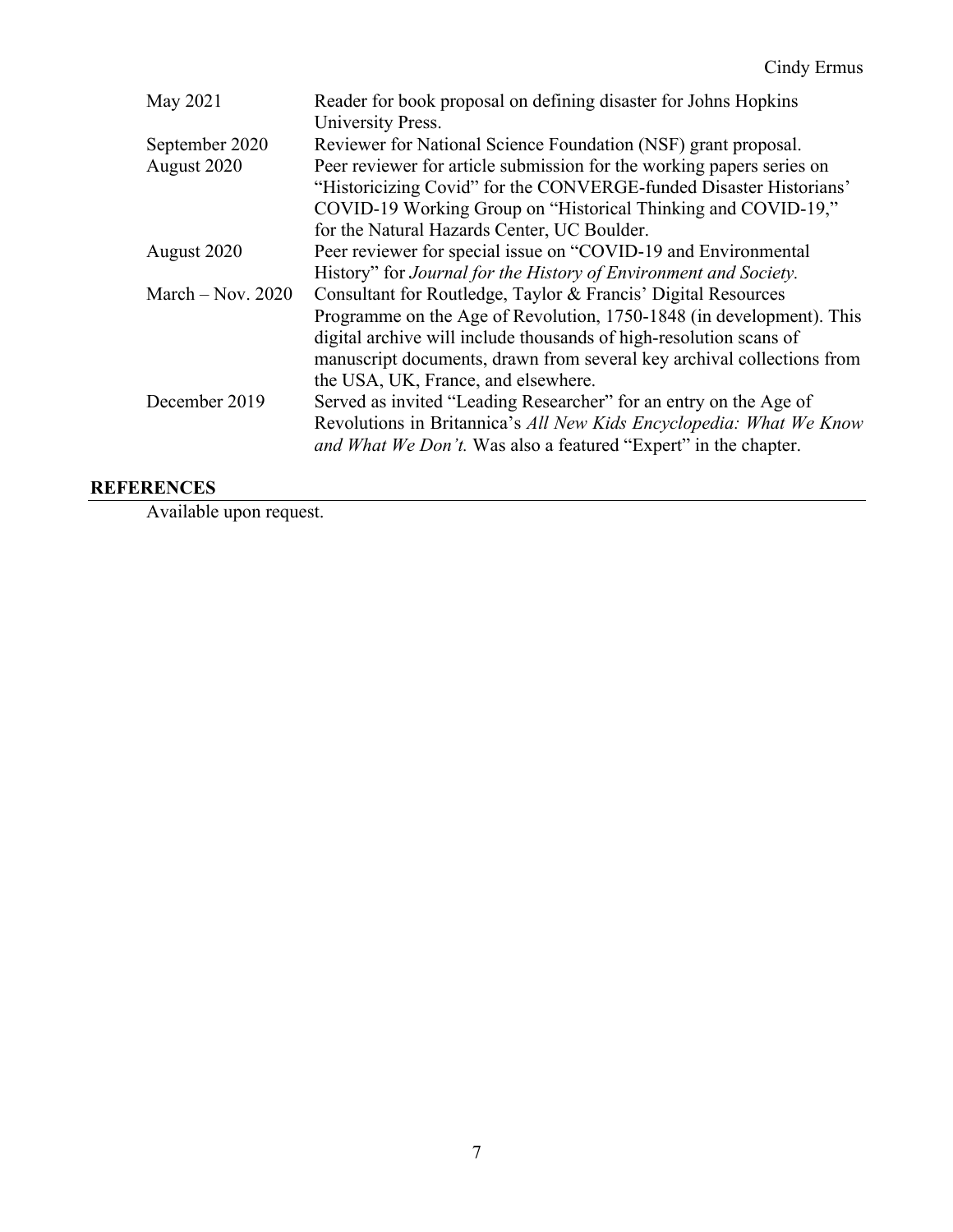| | |
| --- | --- |
| May 2021 | Reader for book proposal on defining disaster for Johns Hopkins University Press. |
| September 2020 | Reviewer for National Science Foundation (NSF) grant proposal. |
| August 2020 | Peer reviewer for article submission for the working papers series on "Historicizing Covid" for the CONVERGE-funded Disaster Historians' COVID-19 Working Group on "Historical Thinking and COVID-19," for the Natural Hazards Center, UC Boulder. |
| August 2020 | Peer reviewer for special issue on "COVID-19 and Environmental History" for *Journal for the History of Environment and Society.* |
| March – Nov. 2020 | Consultant for Routledge, Taylor & Francis' Digital Resources Programme on the Age of Revolution, 1750-1848 (in development). This digital archive will include thousands of high-resolution scans of manuscript documents, drawn from several key archival collections from the USA, UK, France, and elsewhere. |
| December 2019 | Served as invited "Leading Researcher" for an entry on the Age of Revolutions in Britannica's *All New Kids Encyclopedia: What We Know and What We Don't.* Was also a featured "Expert" in the chapter. |

## REFERENCES

Available upon request.